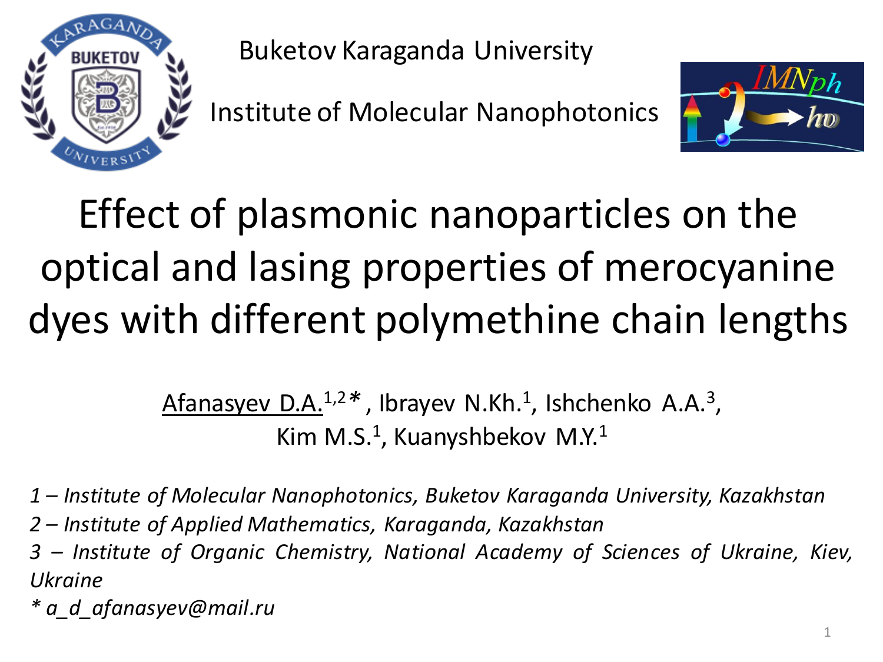Buketov Karaganda University

Institute of Molecular Nanophotonics

# Effect of plasmonic nanoparticles on the optical and lasing properties of merocyanine dyes with different polymethine chain lengths

Afanasyev D.A.[1,2]*, Ibrayev N.Kh.[1], Ishchenko A.A.[3], Kim M.S.[1], Kuanyshbekov M.Y.[1]

*1 – Institute of Molecular Nanophotonics, Buketov Karaganda University, Kazakhstan*

*2 – Institute of Applied Mathematics, Karaganda, Kazakhstan*

*3 – Institute of Organic Chemistry, National Academy of Sciences of Ukraine, Kiev, Ukraine*

*\* a_d_afanasyev@mail.ru*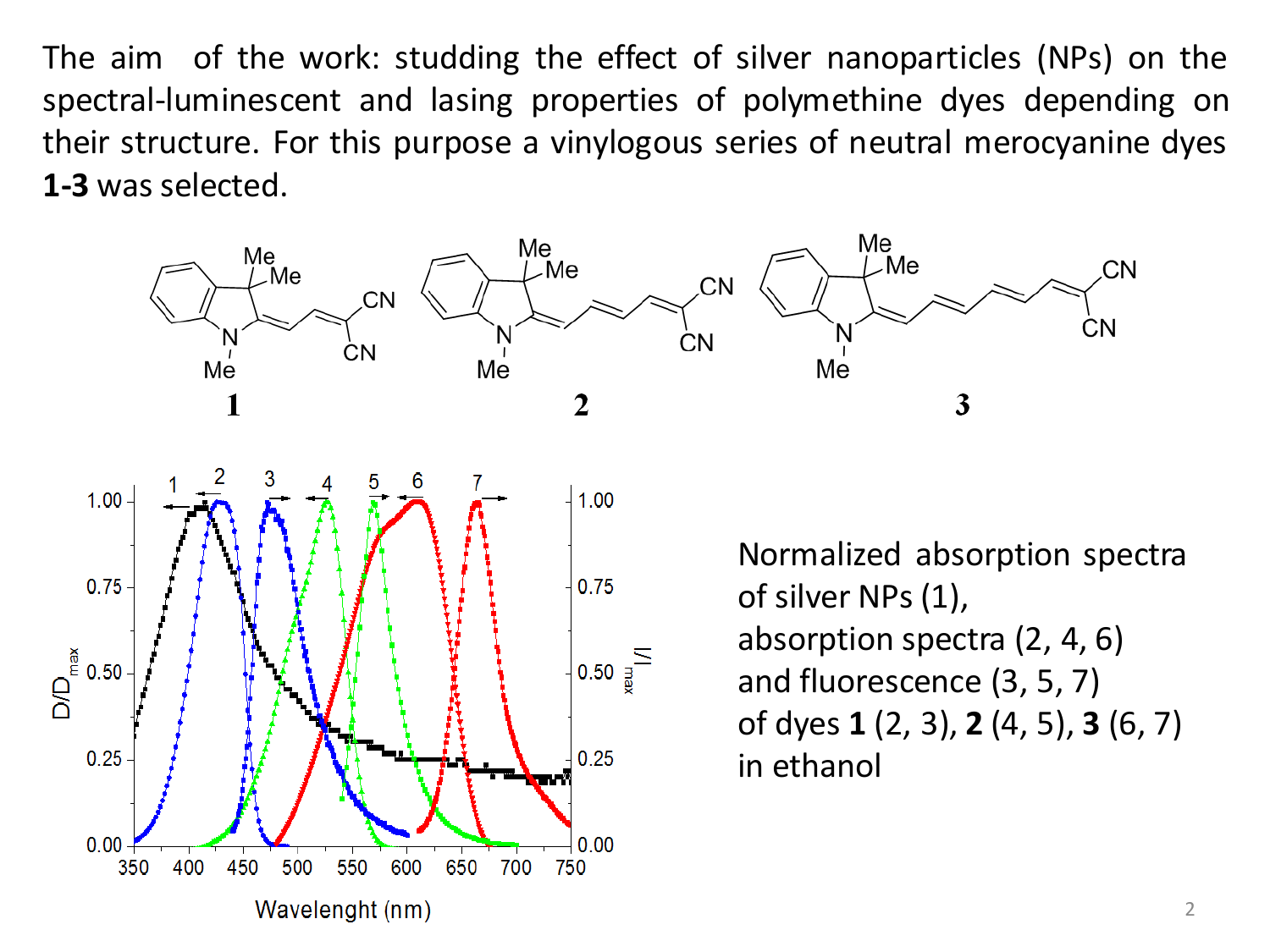The aim of the work: studding the effect of silver nanoparticles (NPs) on the spectral-luminescent and lasing properties of polymethine dyes depending on their structure. For this purpose a vinylogous series of neutral merocyanine dyes **1-3** was selected.

Normalized absorption spectra of silver NPs (1), absorption spectra (2, 4, 6) and fluorescence (3, 5, 7) of dyes **1** (2, 3), **2** (4, 5), **3** (6, 7) in ethanol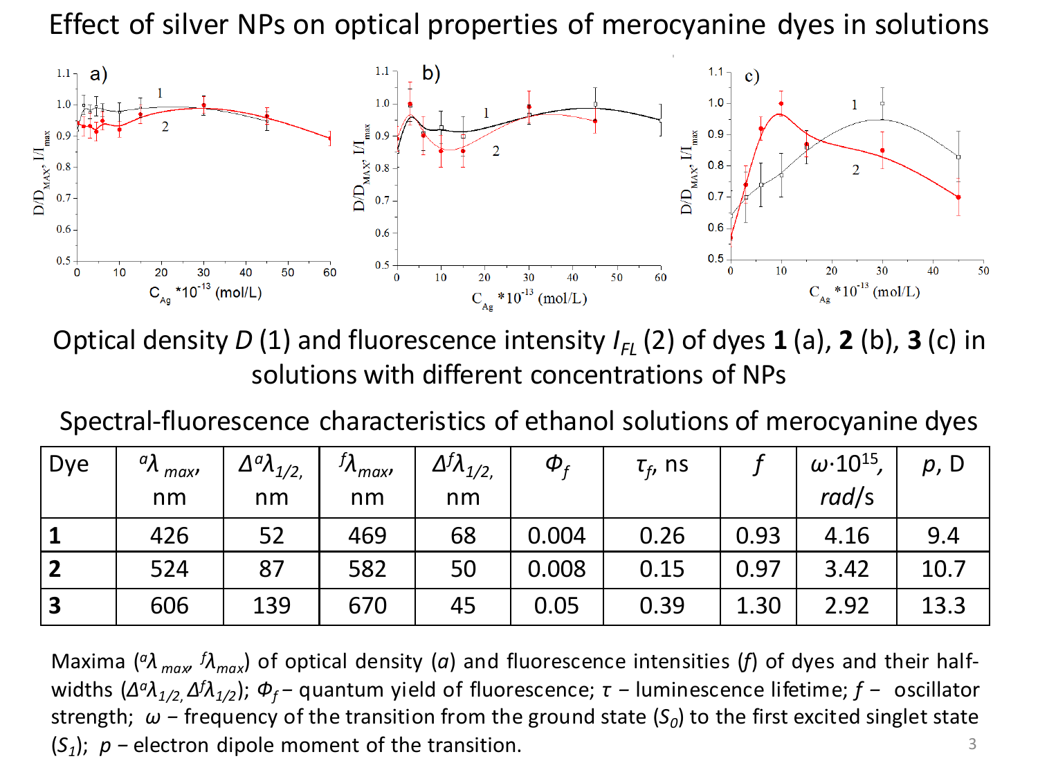# Effect of silver NPs on optical properties of merocyanine dyes in solutions

Optical density $D$ (1) and fluorescence intensity $I_{FL}$ (2) of dyes **1** (a), **2** (b), **3** (c) in solutions with different concentrations of NPs

## Spectral-fluorescence characteristics of ethanol solutions of merocyanine dyes

| Dye | ${}^{a}\lambda_{max}$, nm | $\Delta{}^{a}\lambda_{1/2}$, nm | ${}^{f}\lambda_{max}$, nm | $\Delta{}^{f}\lambda_{1/2}$, nm | $\Phi_f$ | $\tau_f$, ns | $f$ | $\omega \cdot 10^{15}$, *rad*/s | $p$, D |
|---|---|---|---|---|---|---|---|---|---|
| **1** | 426 | 52 | 469 | 68 | 0.004 | 0.26 | 0.93 | 4.16 | 9.4 |
| **2** | 524 | 87 | 582 | 50 | 0.008 | 0.15 | 0.97 | 3.42 | 10.7 |
| **3** | 606 | 139 | 670 | 45 | 0.05 | 0.39 | 1.30 | 2.92 | 13.3 |

Maxima (${}^{a}\lambda_{max}$, ${}^{f}\lambda_{max}$) of optical density (*a*) and fluorescence intensities (*f*) of dyes and their half-widths ($\Delta{}^{a}\lambda_{1/2}$, $\Delta{}^{f}\lambda_{1/2}$); $\Phi_f$ – quantum yield of fluorescence; $\tau$ – luminescence lifetime; $f$ – oscillator strength; $\omega$ – frequency of the transition from the ground state ($S_0$) to the first excited singlet state ($S_1$); $p$ – electron dipole moment of the transition.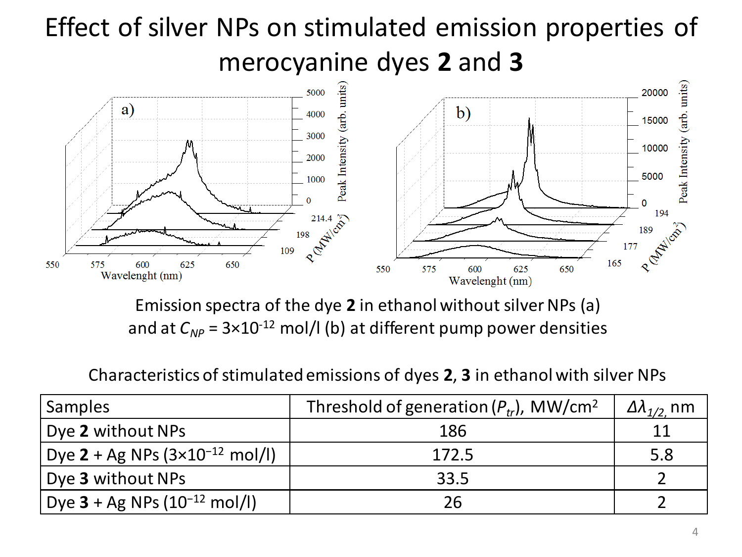# Effect of silver NPs on stimulated emission properties of merocyanine dyes **2** and **3**

Emission spectra of the dye **2** in ethanol without silver NPs (a) and at $C_{NP}$ = 3×10$^{-12}$ mol/l (b) at different pump power densities

Characteristics of stimulated emissions of dyes **2**, **3** in ethanol with silver NPs

| Samples | Threshold of generation ($P_{tr}$), MW/cm$^2$ | $\Delta\lambda_{1/2}$, nm |
|---|---|---|
| Dye **2** without NPs | 186 | 11 |
| Dye **2** + Ag NPs (3×10$^{-12}$ mol/l) | 172.5 | 5.8 |
| Dye **3** without NPs | 33.5 | 2 |
| Dye **3** + Ag NPs (10$^{-12}$ mol/l) | 26 | 2 |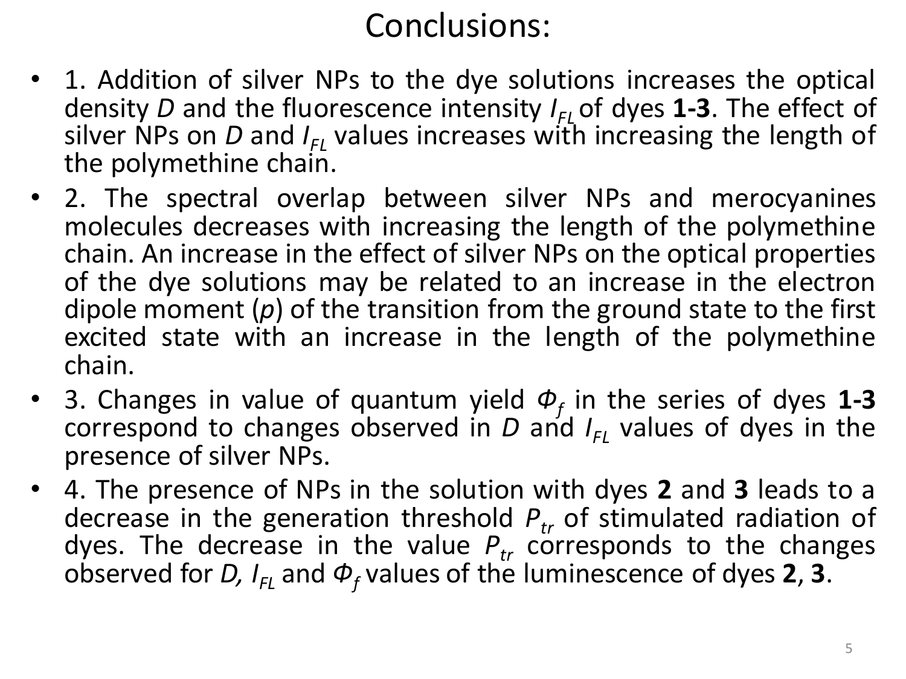# Conclusions:

- 1. Addition of silver NPs to the dye solutions increases the optical density *D* and the fluorescence intensity $I_{FL}$ of dyes **1-3**. The effect of silver NPs on *D* and $I_{FL}$ values increases with increasing the length of the polymethine chain.
- 2. The spectral overlap between silver NPs and merocyanines molecules decreases with increasing the length of the polymethine chain. An increase in the effect of silver NPs on the optical properties of the dye solutions may be related to an increase in the electron dipole moment (*p*) of the transition from the ground state to the first excited state with an increase in the length of the polymethine chain.
- 3. Changes in value of quantum yield $\Phi_f$ in the series of dyes **1-3** correspond to changes observed in *D* and $I_{FL}$ values of dyes in the presence of silver NPs.
- 4. The presence of NPs in the solution with dyes **2** and **3** leads to a decrease in the generation threshold $P_{tr}$ of stimulated radiation of dyes. The decrease in the value $P_{tr}$ corresponds to the changes observed for *D,* $I_{FL}$ and $\Phi_f$ values of the luminescence of dyes **2**, **3**.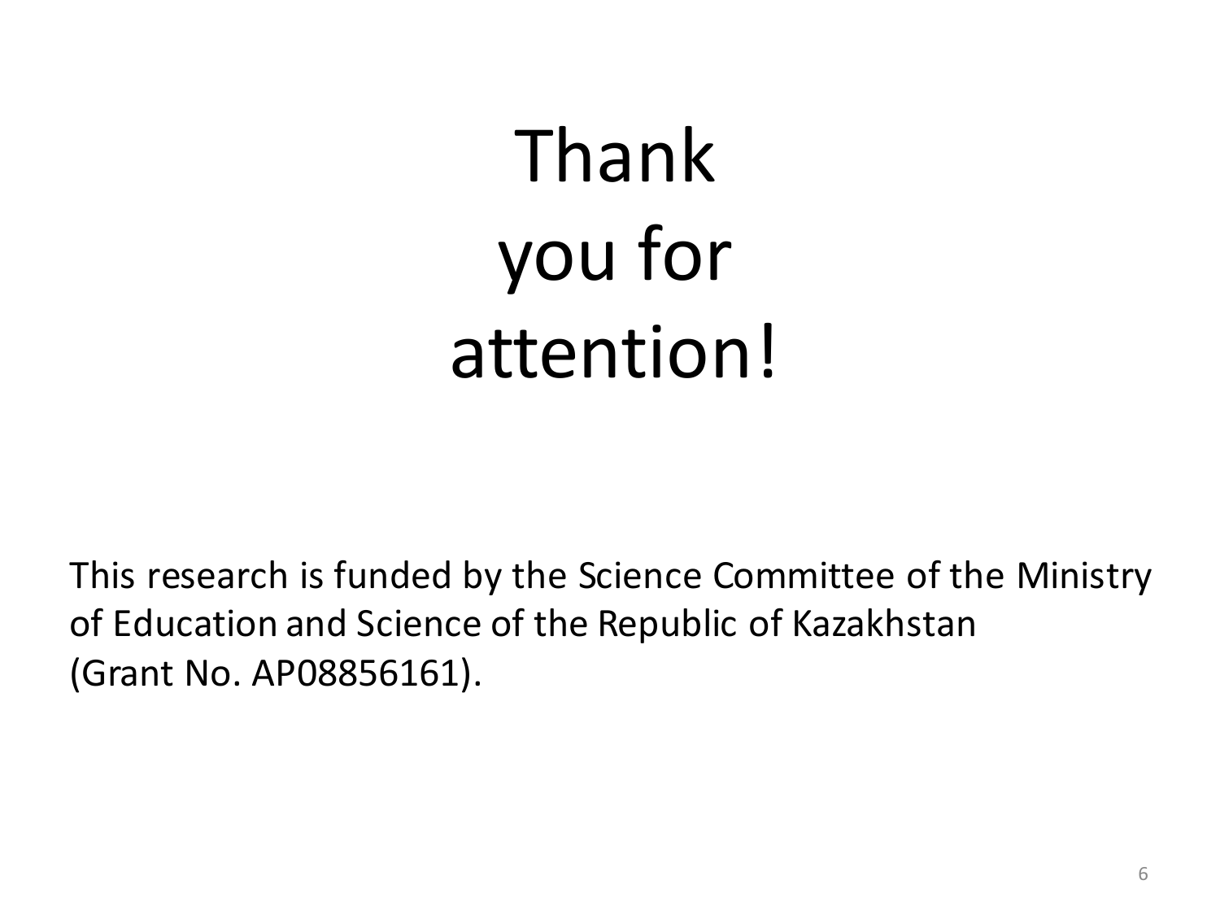# Thank you for attention!

This research is funded by the Science Committee of the Ministry of Education and Science of the Republic of Kazakhstan (Grant No. AP08856161).